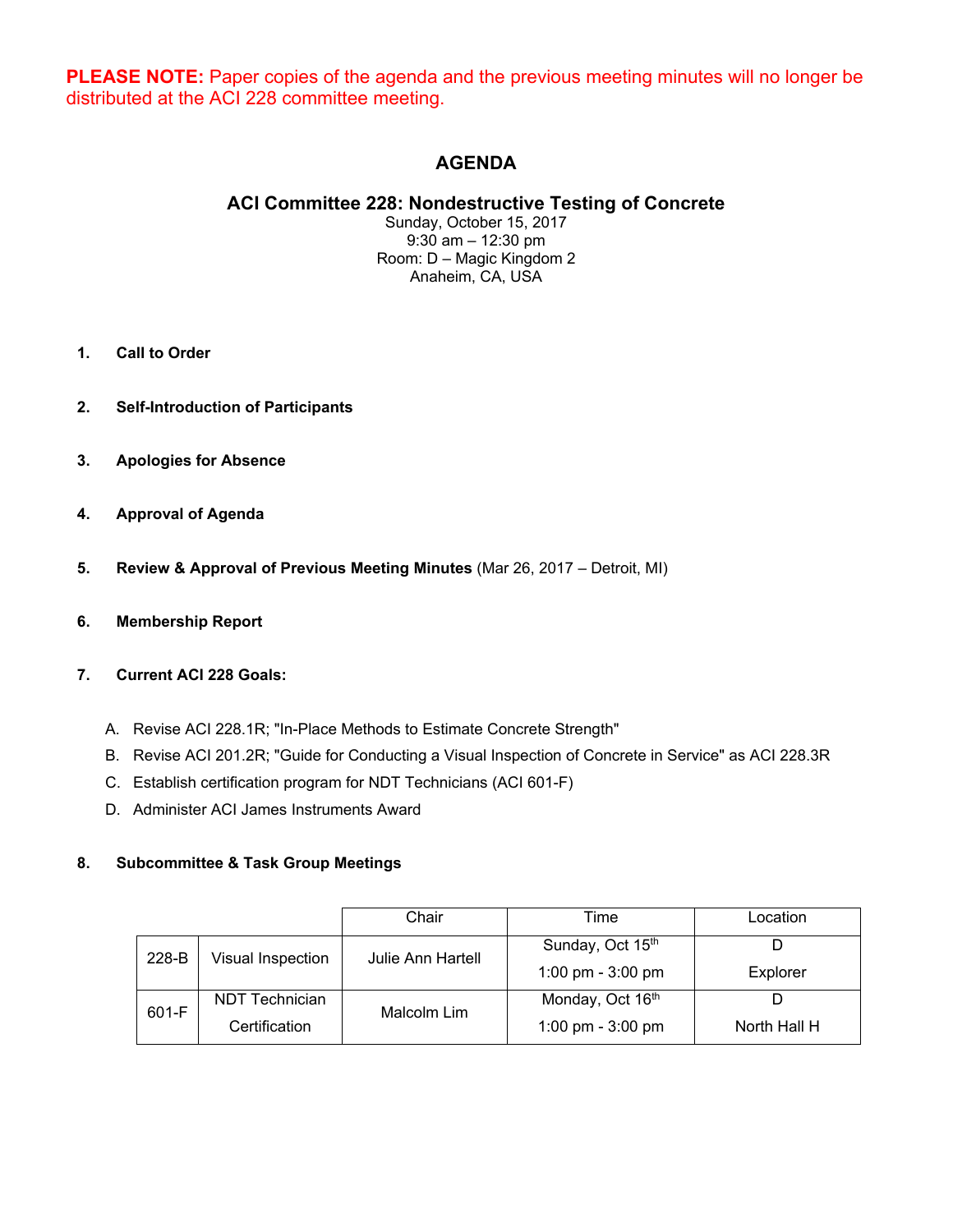**PLEASE NOTE:** Paper copies of the agenda and the previous meeting minutes will no longer be distributed at the ACI 228 committee meeting.

# AGENDA

## ACI Committee 228: Nondestructive Testing of Concrete

Sunday, October 15, 2017
9:30 am – 12:30 pm
Room: D – Magic Kingdom 2
Anaheim, CA, USA

1. **Call to Order**

2. **Self-Introduction of Participants**

3. **Apologies for Absence**

4. **Approval of Agenda**

5. **Review & Approval of Previous Meeting Minutes** (Mar 26, 2017 – Detroit, MI)

6. **Membership Report**

7. **Current ACI 228 Goals:**

   A. Revise ACI 228.1R; "In-Place Methods to Estimate Concrete Strength"
   B. Revise ACI 201.2R; "Guide for Conducting a Visual Inspection of Concrete in Service" as ACI 228.3R
   C. Establish certification program for NDT Technicians (ACI 601-F)
   D. Administer ACI James Instruments Award

8. **Subcommittee & Task Group Meetings**

| | | Chair | Time | Location |
|---|---|---|---|---|
| 228-B | Visual Inspection | Julie Ann Hartell | Sunday, Oct 15th 1:00 pm - 3:00 pm | D Explorer |
| 601-F | NDT Technician Certification | Malcolm Lim | Monday, Oct 16th 1:00 pm - 3:00 pm | D North Hall H |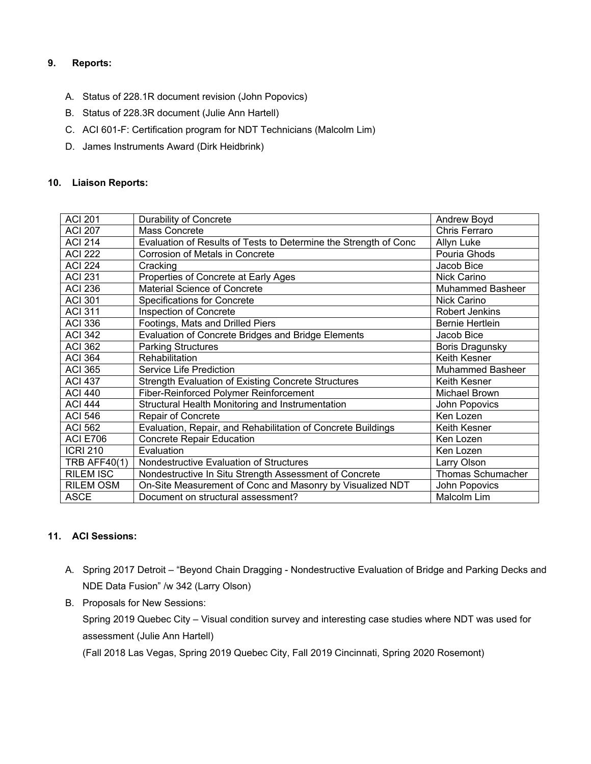## 9. Reports:

A. Status of 228.1R document revision (John Popovics)

B. Status of 228.3R document (Julie Ann Hartell)

C. ACI 601-F: Certification program for NDT Technicians (Malcolm Lim)

D. James Instruments Award (Dirk Heidbrink)

## 10. Liaison Reports:

| | | |
|---|---|---|
| ACI 201 | Durability of Concrete | Andrew Boyd |
| ACI 207 | Mass Concrete | Chris Ferraro |
| ACI 214 | Evaluation of Results of Tests to Determine the Strength of Conc | Allyn Luke |
| ACI 222 | Corrosion of Metals in Concrete | Pouria Ghods |
| ACI 224 | Cracking | Jacob Bice |
| ACI 231 | Properties of Concrete at Early Ages | Nick Carino |
| ACI 236 | Material Science of Concrete | Muhammed Basheer |
| ACI 301 | Specifications for Concrete | Nick Carino |
| ACI 311 | Inspection of Concrete | Robert Jenkins |
| ACI 336 | Footings, Mats and Drilled Piers | Bernie Hertlein |
| ACI 342 | Evaluation of Concrete Bridges and Bridge Elements | Jacob Bice |
| ACI 362 | Parking Structures | Boris Dragunsky |
| ACI 364 | Rehabilitation | Keith Kesner |
| ACI 365 | Service Life Prediction | Muhammed Basheer |
| ACI 437 | Strength Evaluation of Existing Concrete Structures | Keith Kesner |
| ACI 440 | Fiber-Reinforced Polymer Reinforcement | Michael Brown |
| ACI 444 | Structural Health Monitoring and Instrumentation | John Popovics |
| ACI 546 | Repair of Concrete | Ken Lozen |
| ACI 562 | Evaluation, Repair, and Rehabilitation of Concrete Buildings | Keith Kesner |
| ACI E706 | Concrete Repair Education | Ken Lozen |
| ICRI 210 | Evaluation | Ken Lozen |
| TRB AFF40(1) | Nondestructive Evaluation of Structures | Larry Olson |
| RILEM ISC | Nondestructive In Situ Strength Assessment of Concrete | Thomas Schumacher |
| RILEM OSM | On-Site Measurement of Conc and Masonry by Visualized NDT | John Popovics |
| ASCE | Document on structural assessment? | Malcolm Lim |

## 11. ACI Sessions:

A. Spring 2017 Detroit – "Beyond Chain Dragging - Nondestructive Evaluation of Bridge and Parking Decks and NDE Data Fusion" /w 342 (Larry Olson)

B. Proposals for New Sessions:
Spring 2019 Quebec City – Visual condition survey and interesting case studies where NDT was used for assessment (Julie Ann Hartell)
(Fall 2018 Las Vegas, Spring 2019 Quebec City, Fall 2019 Cincinnati, Spring 2020 Rosemont)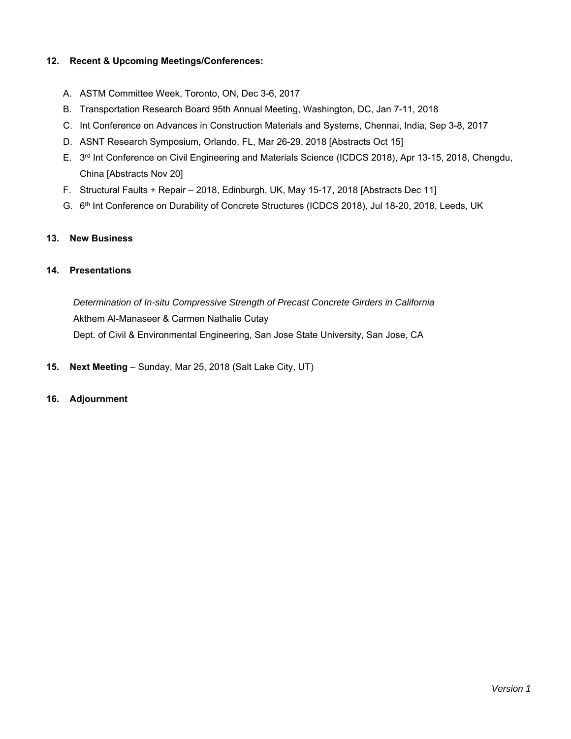**12. Recent & Upcoming Meetings/Conferences:**

A. ASTM Committee Week, Toronto, ON, Dec 3-6, 2017
B. Transportation Research Board 95th Annual Meeting, Washington, DC, Jan 7-11, 2018
C. Int Conference on Advances in Construction Materials and Systems, Chennai, India, Sep 3-8, 2017
D. ASNT Research Symposium, Orlando, FL, Mar 26-29, 2018 [Abstracts Oct 15]
E. 3rd Int Conference on Civil Engineering and Materials Science (ICDCS 2018), Apr 13-15, 2018, Chengdu, China [Abstracts Nov 20]
F. Structural Faults + Repair – 2018, Edinburgh, UK, May 15-17, 2018 [Abstracts Dec 11]
G. 6th Int Conference on Durability of Concrete Structures (ICDCS 2018), Jul 18-20, 2018, Leeds, UK

**13. New Business**

**14. Presentations**

*Determination of In-situ Compressive Strength of Precast Concrete Girders in California*
Akthem Al-Manaseer & Carmen Nathalie Cutay
Dept. of Civil & Environmental Engineering, San Jose State University, San Jose, CA

**15. Next Meeting** – Sunday, Mar 25, 2018 (Salt Lake City, UT)

**16. Adjournment**

*Version 1*